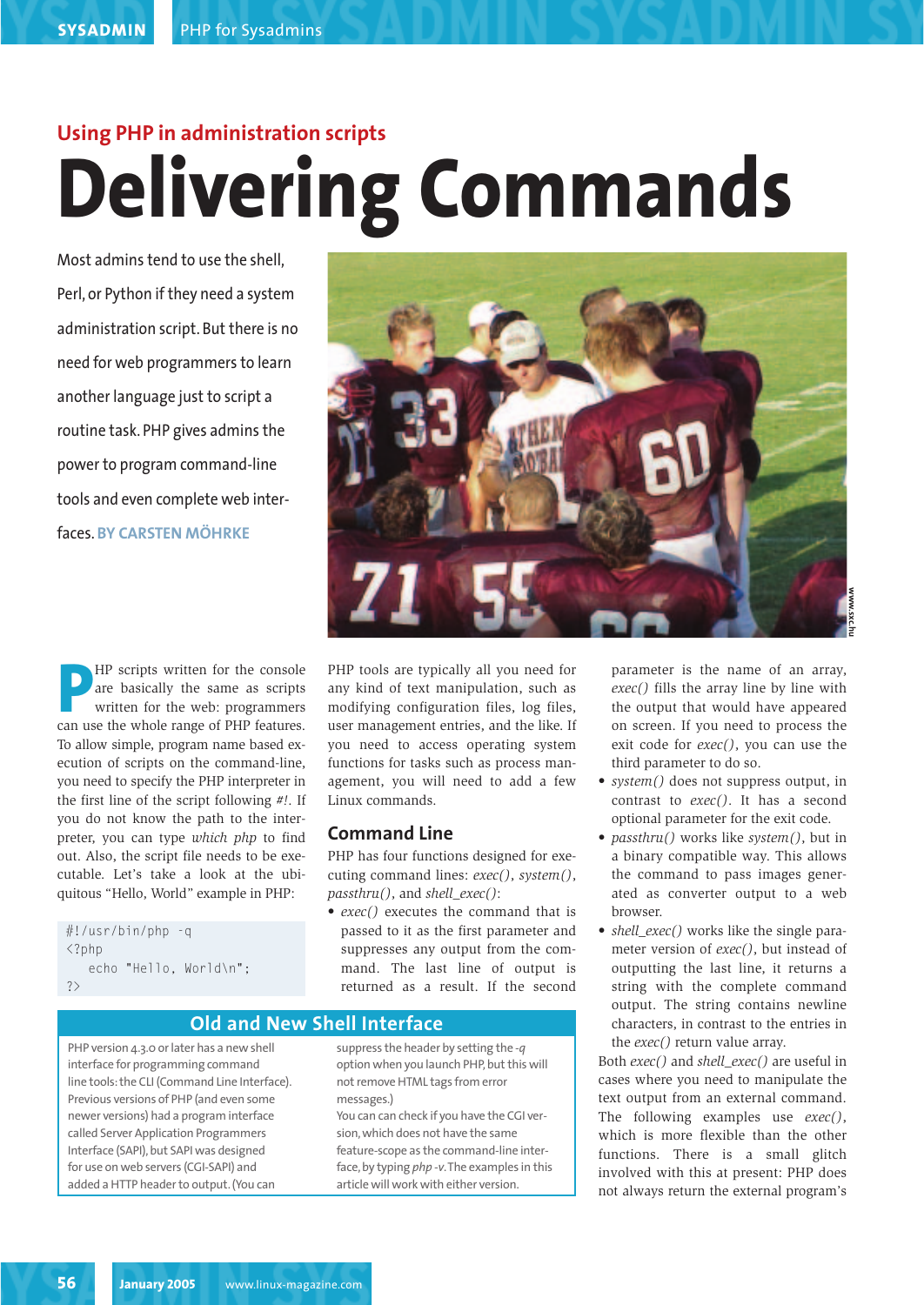## Using PHP in administration scripts

# Delivering Commands

Most admins tend to use the shell, Perl, or Python if they need a system administration script. But there is no need for web programmers to learn another language just to script a routine task. PHP gives admins the power to program command-line tools and even complete web interfaces. **BY CARSTEN MÖHRKE**

PHP scripts written for the console are basically the same as scripts written for the web: programmers can use the whole range of PHP features. To allow simple, program name based execution of scripts on the command-line, you need to specify the PHP interpreter in the first line of the script following *#!*. If you do not know the path to the interpreter, you can type *which php* to find out. Also, the script file needs to be executable. Let's take a look at the ubiquitous "Hello, World" example in PHP:

```
#!/usr/bin/php -q
<?php
   echo "Hello, World\n";
?>
```

PHP tools are typically all you need for any kind of text manipulation, such as modifying configuration files, log files, user management entries, and the like. If you need to access operating system functions for tasks such as process management, you will need to add a few Linux commands.

## Command Line

PHP has four functions designed for executing command lines: *exec()*, *system()*, *passthru()*, and *shell_exec()*:

- *exec()* executes the command that is passed to it as the first parameter and suppresses any output from the command. The last line of output is returned as a result. If the second parameter is the name of an array, *exec()* fills the array line by line with the output that would have appeared on screen. If you need to process the exit code for *exec()*, you can use the third parameter to do so.
- *system()* does not suppress output, in contrast to *exec()*. It has a second optional parameter for the exit code.
- *passthru()* works like *system()*, but in a binary compatible way. This allows the command to pass images generated as converter output to a web browser.
- *shell_exec()* works like the single parameter version of *exec()*, but instead of outputting the last line, it returns a string with the complete command output. The string contains newline characters, in contrast to the entries in the *exec()* return value array.

Both *exec()* and *shell_exec()* are useful in cases where you need to manipulate the text output from an external command. The following examples use *exec()*, which is more flexible than the other functions. There is a small glitch involved with this at present: PHP does not always return the external program's

### Old and New Shell Interface

PHP version 4.3.0 or later has a new shell interface for programming command line tools: the CLI (Command Line Interface). Previous versions of PHP (and even some newer versions) had a program interface called Server Application Programmers Interface (SAPI), but SAPI was designed for use on web servers (CGI-SAPI) and added a HTTP header to output. (You can suppress the header by setting the *-q* option when you launch PHP, but this will not remove HTML tags from error messages.)

You can can check if you have the CGI version, which does not have the same feature-scope as the command-line interface, by typing *php -v*. The examples in this article will work with either version.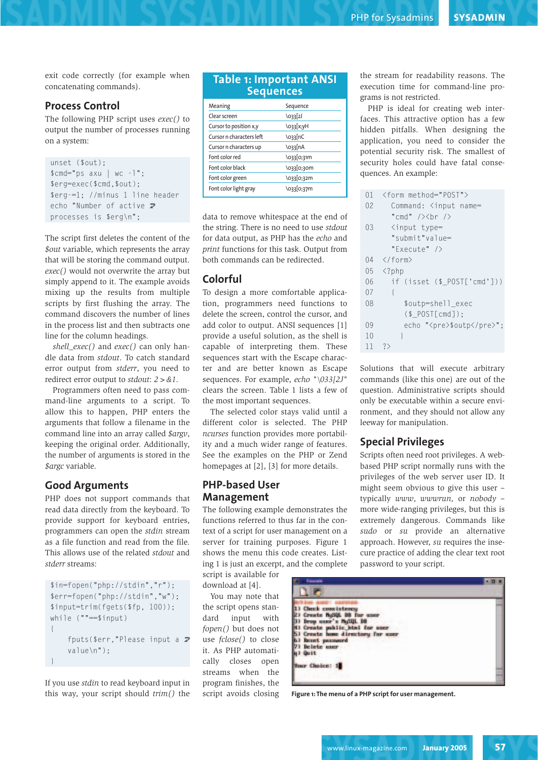exit code correctly (for example when concatenating commands).

## Process Control

The following PHP script uses *exec()* to output the number of processes running on a system:

```
unset ($out);
$cmd="ps axu | wc -l";
$erg=exec($cmd,$out);
$erg-=1; //minus 1 line header
echo "Number of active ➚
processes is $erg\n";
```

The script first deletes the content of the *$out* variable, which represents the array that will be storing the command output. *exec()* would not overwrite the array but simply append to it. The example avoids mixing up the results from multiple scripts by first flushing the array. The command discovers the number of lines in the process list and then subtracts one line for the column headings.

*shell_exec()* and *exec()* can only handle data from *stdout*. To catch standard error output from *stderr*, you need to redirect error output to *stdout*: *2>&1*.

Programmers often need to pass command-line arguments to a script. To allow this to happen, PHP enters the arguments that follow a filename in the command line into an array called *$argv*, keeping the original order. Additionally, the number of arguments is stored in the *$argc* variable.

## Good Arguments

PHP does not support commands that read data directly from the keyboard. To provide support for keyboard entries, programmers can open the *stdin* stream as a file function and read from the file. This allows use of the related *stdout* and *stderr* streams:

```
$in=fopen("php://stdin","r");
$err=fopen("php://stdin","w");
$input=trim(fgets($fp, 100));
while (""==$input)
{
    fputs($err,"Please input a ➚
    value\n");
}
```

If you use *stdin* to read keyboard input in this way, your script should *trim()* the data to remove whitespace at the end of the string. There is no need to use *stdout* for data output, as PHP has the *echo* and *print* functions for this task. Output from both commands can be redirected.

**Table 1: Important ANSI Sequences**

| Meaning | Sequence |
|---|---|
| Clear screen | \033[2J |
| Cursor to position x,y | \033[x;yH |
| Cursor n characters left | \033[nC |
| Cursor n characters up | \033[nA |
| Font color red | \033[0;31m |
| Font color black | \033[0;30m |
| Font color green | \033[0;32m |
| Font color light gray | \033[0;37m |

## Colorful

To design a more comfortable application, programmers need functions to delete the screen, control the cursor, and add color to output. ANSI sequences [1] provide a useful solution, as the shell is capable of interpreting them. These sequences start with the Escape character and are better known as Escape sequences. For example, *echo "\033[2J"* clears the screen. Table 1 lists a few of the most important sequences.

The selected color stays valid until a different color is selected. The PHP *ncurses* function provides more portability and a much wider range of features. See the examples on the PHP or Zend homepages at [2], [3] for more details.

## PHP-based User Management

The following example demonstrates the functions referred to thus far in the context of a script for user management on a server for training purposes. Figure 1 shows the menu this code creates. Listing 1 is just an excerpt, and the complete script is available for download at [4].

You may note that the script opens standard input with *fopen()* but does not use *fclose()* to close it. As PHP automatically closes open streams when the program finishes, the script avoids closing the stream for readability reasons. The execution time for command-line programs is not restricted.

Figure 1: The menu of a PHP script for user management.

PHP is ideal for creating web interfaces. This attractive option has a few hidden pitfalls. When designing the application, you need to consider the potential security risk. The smallest of security holes could have fatal consequences. An example:

```
01 <form method="POST">
02   Command: <input name=
     "cmd" /><br />
03   <input type=
     "submit"value=
     "Execute" />
04 </form>
05 <?php
06   if (isset ($_POST['cmd']))
07   {
08     $outp=shell_exec
       ($_POST[cmd]);
09     echo "<pre>$outp</pre>";
10   }
11 ?>
```

Solutions that will execute arbitrary commands (like this one) are out of the question. Administrative scripts should only be executable within a secure environment, and they should not allow any leeway for manipulation.

## Special Privileges

Scripts often need root privileges. A web-based PHP script normally runs with the privileges of the web server user ID. It might seem obvious to give this user – typically *www*, *wwwrun*, or *nobody* – more wide-ranging privileges, but this is extremely dangerous. Commands like *sudo* or *su* provide an alternative approach. However, *su* requires the insecure practice of adding the clear text root password to your script.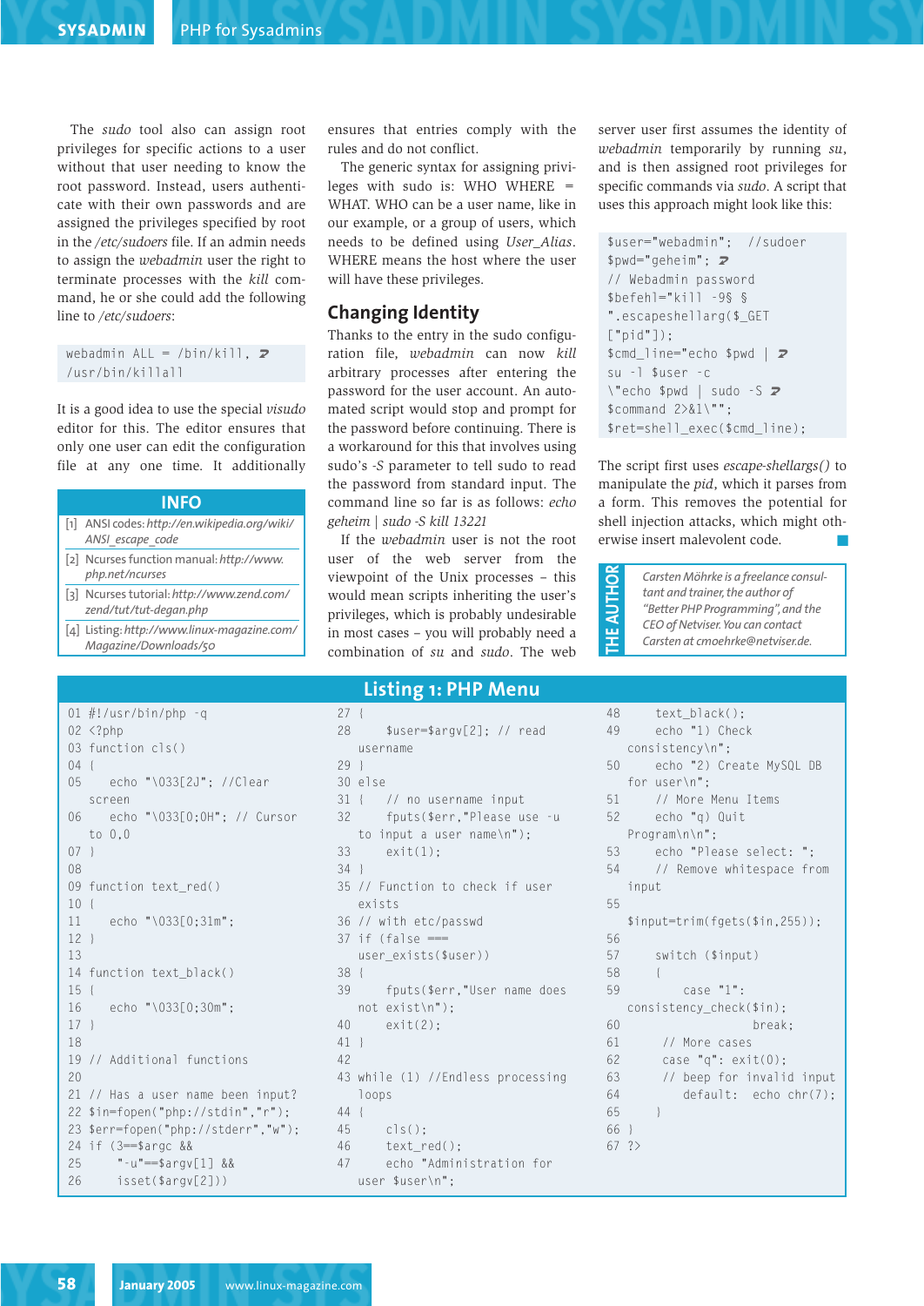The *sudo* tool also can assign root privileges for specific actions to a user without that user needing to know the root password. Instead, users authenticate with their own passwords and are assigned the privileges specified by root in the */etc/sudoers* file. If an admin needs to assign the *webadmin* user the right to terminate processes with the *kill* command, he or she could add the following line to */etc/sudoers*:

```
webadmin ALL = /bin/kill, ➥
/usr/bin/killall
```

It is a good idea to use the special *visudo* editor for this. The editor ensures that only one user can edit the configuration file at any one time. It additionally ensures that entries comply with the rules and do not conflict.

The generic syntax for assigning privileges with sudo is: WHO WHERE = WHAT. WHO can be a user name, like in our example, or a group of users, which needs to be defined using *User_Alias*. WHERE means the host where the user will have these privileges.

## Changing Identity

Thanks to the entry in the sudo configuration file, *webadmin* can now *kill* arbitrary processes after entering the password for the user account. An automated script would stop and prompt for the password before continuing. There is a workaround for this that involves using sudo's *-S* parameter to tell sudo to read the password from standard input. The command line so far is as follows: *echo geheim | sudo -S kill 13221*

If the *webadmin* user is not the root user of the web server from the viewpoint of the Unix processes – this would mean scripts inheriting the user's privileges, which is probably undesirable in most cases – you will probably need a combination of *su* and *sudo*. The web server user first assumes the identity of *webadmin* temporarily by running *su*, and is then assigned root privileges for specific commands via *sudo*. A script that uses this approach might look like this:

```
$user="webadmin";  //sudoer
$pwd="geheim"; ➥
// Webadmin password
$befehl="kill -9§ §
".escapeshellarg($_GET
["pid"]);
$cmd_line="echo $pwd | ➥
su -l $user -c
\"echo $pwd | sudo -S ➥
$command 2>&1\"";
$ret=shell_exec($cmd_line);
```

The script first uses *escape-shellargs()* to manipulate the *pid*, which it parses from a form. This removes the potential for shell injection attacks, which might otherwise insert malevolent code. ■

## INFO

[1] ANSI codes: *http://en.wikipedia.org/wiki/ANSI_escape_code*

[2] Ncurses function manual: *http://www.php.net/ncurses*

[3] Ncurses tutorial: *http://www.zend.com/zend/tut/tut-degan.php*

[4] Listing: *http://www.linux-magazine.com/Magazine/Downloads/50*

## THE AUTHOR

*Carsten Möhrke is a freelance consultant and trainer, the author of "Better PHP Programming", and the CEO of Netviser. You can contact Carsten at cmoehrke@netviser.de.*

## Listing 1: PHP Menu

```
01 #!/usr/bin/php -q
02 <?php
03 function cls()
04 {
05     echo "\033[2J"; //Clear
       screen
06     echo "\033[0;0H"; // Cursor
       to 0,0
07 }
08
09 function text_red()
10 {
11     echo "\033[0;31m";
12 }
13
14 function text_black()
15 {
16     echo "\033[0;30m";
17 }
18
19 // Additional functions
20
21 // Has a user name been input?
22 $in=fopen("php://stdin","r");
23 $err=fopen("php://stderr","w");
24 if (3==$argc &&
25     "-u"==$argv[1] &&
26     isset($argv[2]))
27 {
28     $user=$argv[2]; // read
       username
29 }
30 else
31 {   // no username input
32     fputs($err,"Please use -u
       to input a user name\n");
33     exit(1);
34 }
35 // Function to check if user
   exists
36 // with etc/passwd
37 if (false ===
   user_exists($user))
38 {
39     fputs($err,"User name does
       not exist\n");
40     exit(2);
41 }
42
43 while (1) //Endless processing
   loops
44 {
45     cls();
46     text_red();
47     echo "Administration for
       user $user\n";
48     text_black();
49     echo "1) Check
       consistency\n";
50     echo "2) Create MySQL DB
       for user\n";
51     // More Menu Items
52     echo "q) Quit
       Program\n\n";
53     echo "Please select: ";
54     // Remove whitespace from
       input
55
       $input=trim(fgets($in,255));
56
57     switch ($input)
58     {
59         case "1":
           consistency_check($in);
60             break;
61         // More cases
62         case "q": exit(0);
63         // beep for invalid input
64         default:  echo chr(7);
65     }
66 }
67 ?>
```